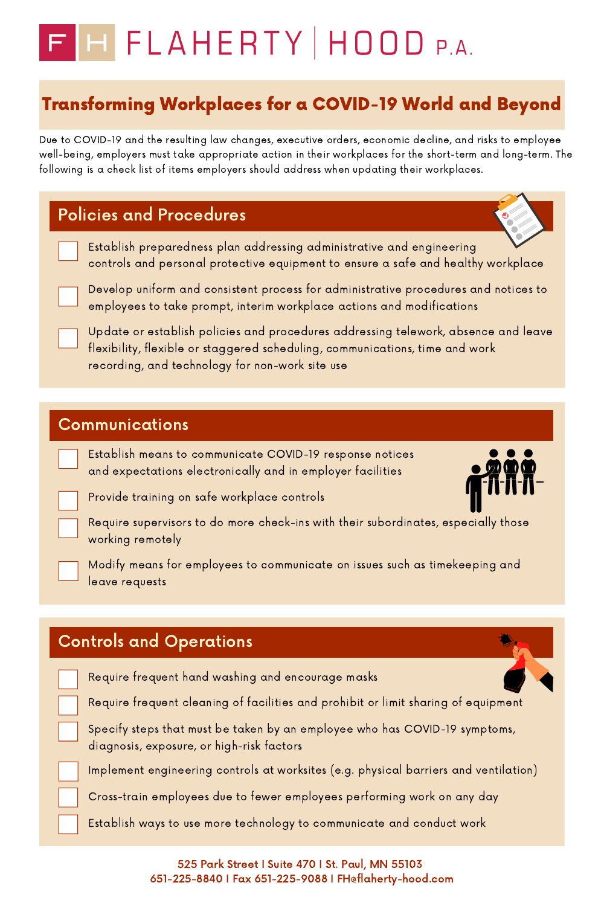# FLAHERTY | HOOD P.A.

## Transforming Workplaces for a COVID-19 World and Beyond

Due to COVID-19 and the resulting law changes, executive orders, economic decline, and risks to employee well-being, employers must take appropriate action in their workplaces for the short-term and long-term. The following is a check list of items employers should address when updating their workplaces.

### Policies and Procedures

- [ ] Establish preparedness plan addressing administrative and engineering controls and personal protective equipment to ensure a safe and healthy workplace
- [ ] Develop uniform and consistent process for administrative procedures and notices to employees to take prompt, interim workplace actions and modifications
- [ ] Update or establish policies and procedures addressing telework, absence and leave flexibility, flexible or staggered scheduling, communications, time and work recording, and technology for non-work site use

### Communications

- [ ] Establish means to communicate COVID-19 response notices and expectations electronically and in employer facilities
- [ ] Provide training on safe workplace controls
- [ ] Require supervisors to do more check-ins with their subordinates, especially those working remotely
- [ ] Modify means for employees to communicate on issues such as timekeeping and leave requests

### Controls and Operations

- [ ] Require frequent hand washing and encourage masks
- [ ] Require frequent cleaning of facilities and prohibit or limit sharing of equipment
- [ ] Specify steps that must be taken by an employee who has COVID-19 symptoms, diagnosis, exposure, or high-risk factors
- [ ] Implement engineering controls at worksites (e.g. physical barriers and ventilation)
- [ ] Cross-train employees due to fewer employees performing work on any day
- [ ] Establish ways to use more technology to communicate and conduct work

525 Park Street | Suite 470 | St. Paul, MN 55103
651-225-8840 | Fax 651-225-9088 | FH@flaherty-hood.com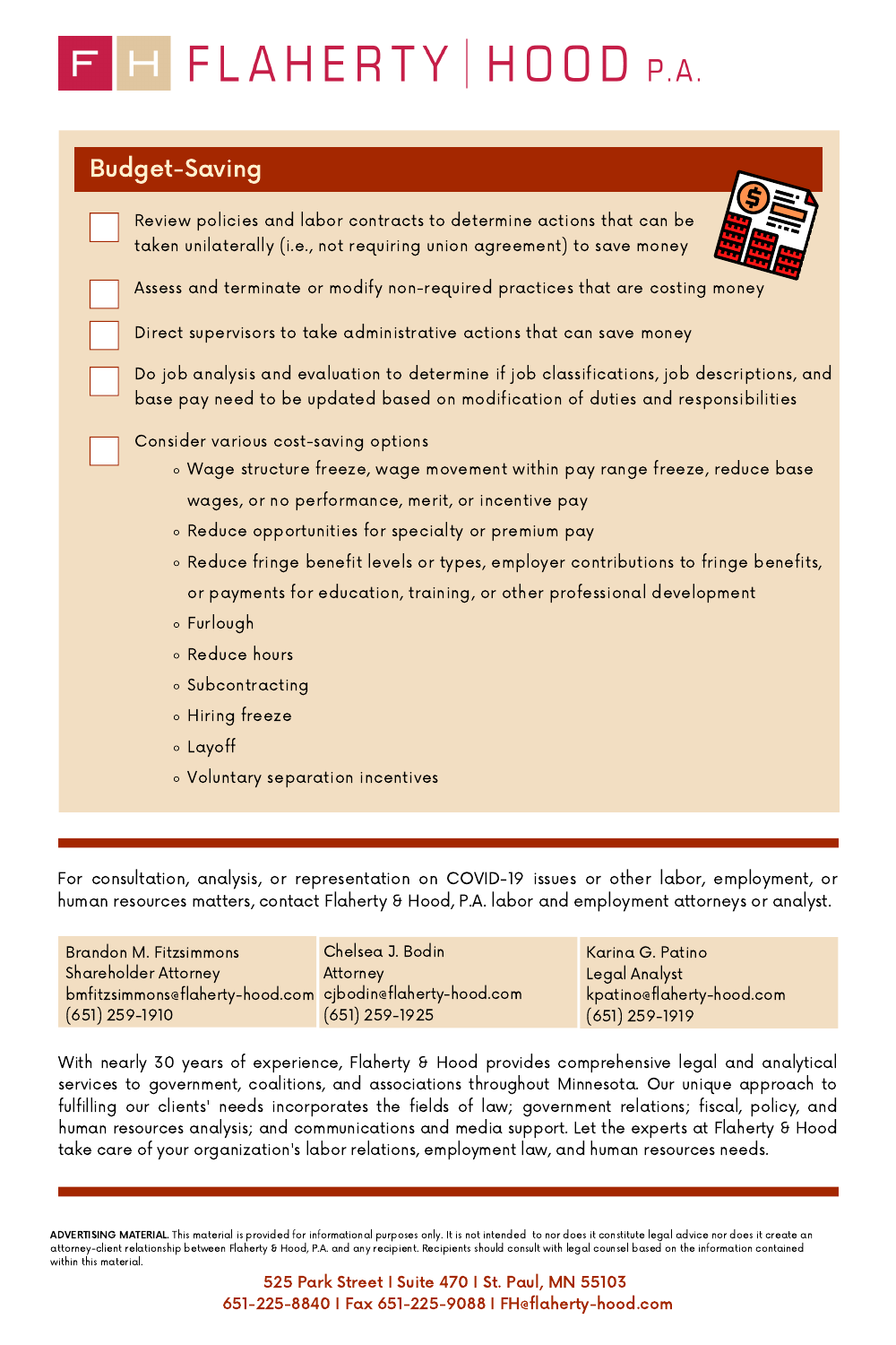# FLAHERTY | HOOD P.A.

## Budget-Saving

- [ ] Review policies and labor contracts to determine actions that can be taken unilaterally (i.e., not requiring union agreement) to save money
- [ ] Assess and terminate or modify non-required practices that are costing money
- [ ] Direct supervisors to take administrative actions that can save money
- [ ] Do job analysis and evaluation to determine if job classifications, job descriptions, and base pay need to be updated based on modification of duties and responsibilities
- [ ] Consider various cost-saving options
    - Wage structure freeze, wage movement within pay range freeze, reduce base wages, or no performance, merit, or incentive pay
    - Reduce opportunities for specialty or premium pay
    - Reduce fringe benefit levels or types, employer contributions to fringe benefits, or payments for education, training, or other professional development
    - Furlough
    - Reduce hours
    - Subcontracting
    - Hiring freeze
    - Layoff
    - Voluntary separation incentives

For consultation, analysis, or representation on COVID-19 issues or other labor, employment, or human resources matters, contact Flaherty & Hood, P.A. labor and employment attorneys or analyst.

| | | |
|---|---|---|
| Brandon M. Fitzsimmons<br>Shareholder Attorney<br>bmfitzsimmons@flaherty-hood.com<br>(651) 259-1910 | Chelsea J. Bodin<br>Attorney<br>cjbodin@flaherty-hood.com<br>(651) 259-1925 | Karina G. Patino<br>Legal Analyst<br>kpatino@flaherty-hood.com<br>(651) 259-1919 |

With nearly 30 years of experience, Flaherty & Hood provides comprehensive legal and analytical services to government, coalitions, and associations throughout Minnesota. Our unique approach to fulfilling our clients' needs incorporates the fields of law; government relations; fiscal, policy, and human resources analysis; and communications and media support. Let the experts at Flaherty & Hood take care of your organization's labor relations, employment law, and human resources needs.

**ADVERTISING MATERIAL.** This material is provided for informational purposes only. It is not intended to nor does it constitute legal advice nor does it create an attorney-client relationship between Flaherty & Hood, P.A. and any recipient. Recipients should consult with legal counsel based on the information contained within this material.

525 Park Street | Suite 470 | St. Paul, MN 55103
651-225-8840 | Fax 651-225-9088 | FH@flaherty-hood.com